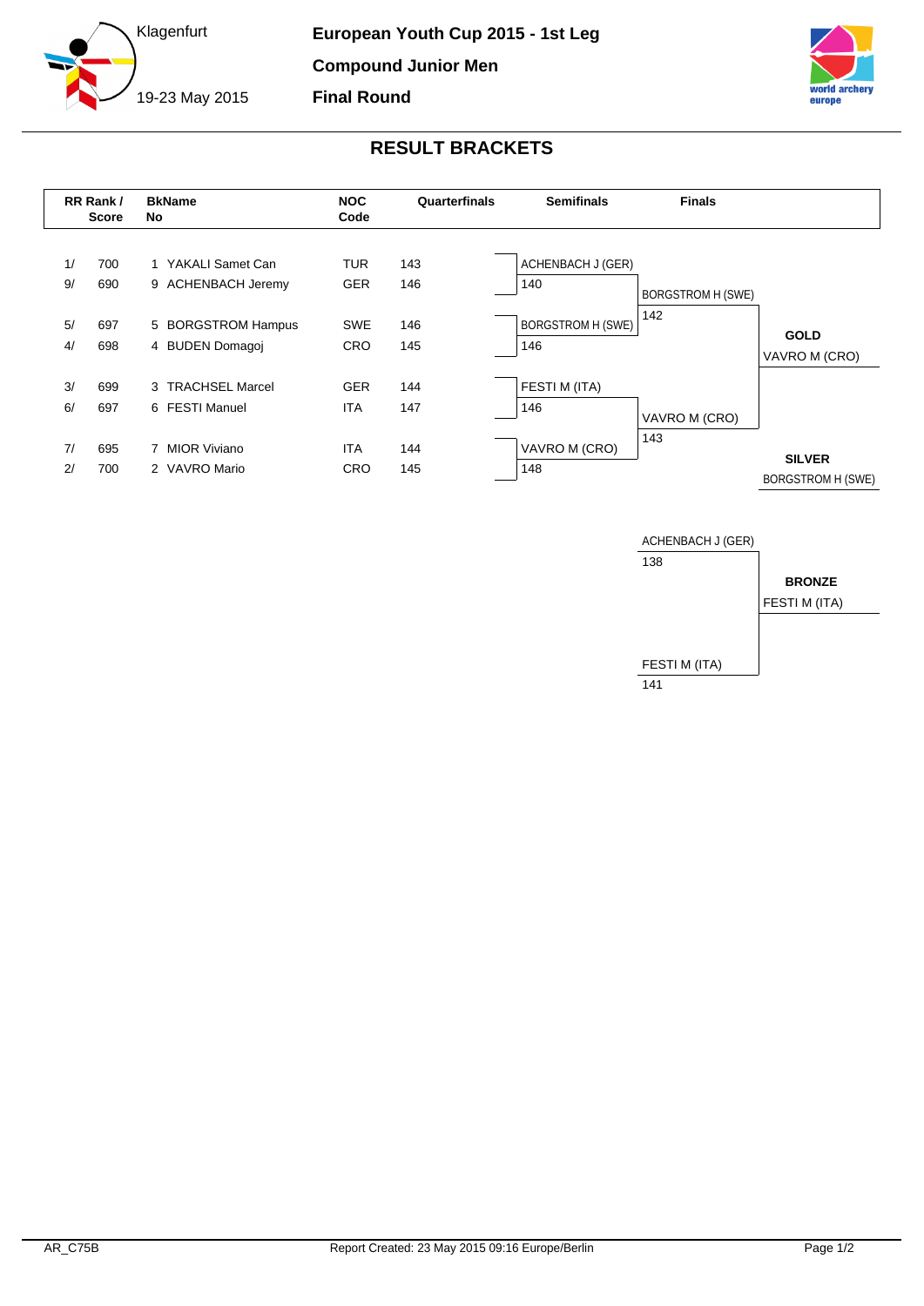Klagenfurt

19-23 May 2015

**European Youth Cup 2015 - 1st Leg**

**Compound Junior Men**

**Final Round**

## RESULT BRACKETS

| RR Rank / Score | | BkName No | | NOC Code | Quarterfinals | Semifinals | | Finals | |
|---|---|---|---|---|---|---|---|---|---|
| 1/ | 700 | 1 | YAKALI Samet Can | TUR | 143 | ACHENBACH J (GER) | 140 | BORGSTROM H (SWE) | 142 |
| 9/ | 690 | 9 | ACHENBACH Jeremy | GER | 146 | | | | |
| 5/ | 697 | 5 | BORGSTROM Hampus | SWE | 146 | BORGSTROM H (SWE) | 146 | | |
| 4/ | 698 | 4 | BUDEN Domagoj | CRO | 145 | | | | |
| 3/ | 699 | 3 | TRACHSEL Marcel | GER | 144 | FESTI M (ITA) | 146 | VAVRO M (CRO) | 143 |
| 6/ | 697 | 6 | FESTI Manuel | ITA | 147 | | | | |
| 7/ | 695 | 7 | MIOR Viviano | ITA | 144 | VAVRO M (CRO) | 148 | | |
| 2/ | 700 | 2 | VAVRO Mario | CRO | 145 | | | | |

**GOLD**
VAVRO M (CRO)

**SILVER**
BORGSTROM H (SWE)

Bronze match:

| Athlete | Score |
|---|---|
| ACHENBACH J (GER) | 138 |
| FESTI M (ITA) | 141 |

**BRONZE**
FESTI M (ITA)

AR_C75B

Report Created: 23 May 2015 09:16 Europe/Berlin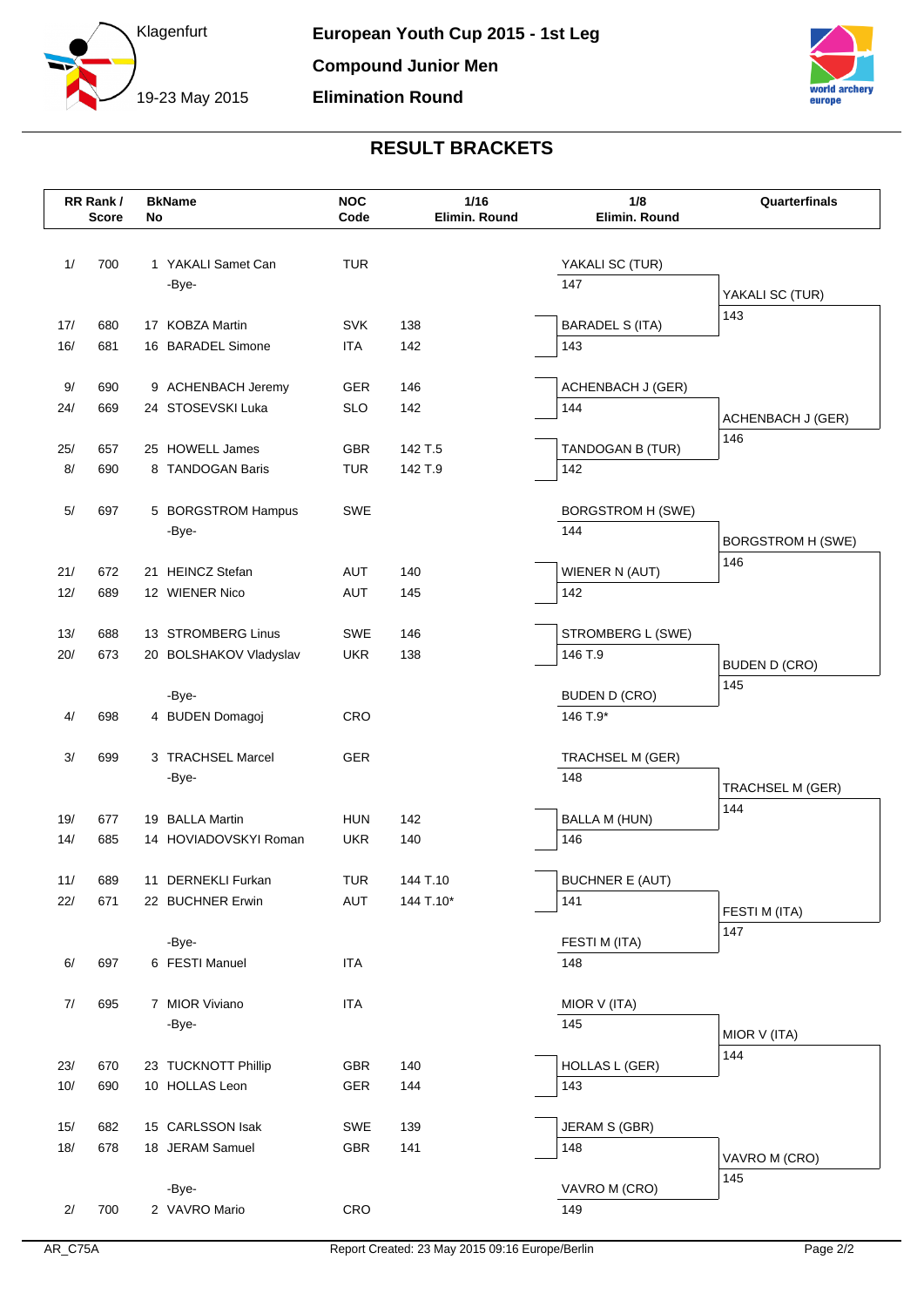**European Youth Cup 2015 - 1st Leg**

**Compound Junior Men**

**Elimination Round**

Klagenfurt

19-23 May 2015

## RESULT BRACKETS

| RR Rank / | Score | BkName No | | NOC Code | 1/16 Elimin. Round | 1/8 Elimin. Round | Quarterfinals |
|---|---|---|---|---|---|---|---|
| 1/ | 700 | 1 | YAKALI Samet Can | TUR | | YAKALI SC (TUR) | |
| | | | -Bye- | | | 147 | YAKALI SC (TUR) |
| 17/ | 680 | 17 | KOBZA Martin | SVK | 138 | BARADEL S (ITA) | 143 |
| 16/ | 681 | 16 | BARADEL Simone | ITA | 142 | 143 | |
| 9/ | 690 | 9 | ACHENBACH Jeremy | GER | 146 | ACHENBACH J (GER) | |
| 24/ | 669 | 24 | STOSEVSKI Luka | SLO | 142 | 144 | ACHENBACH J (GER) |
| 25/ | 657 | 25 | HOWELL James | GBR | 142 T.5 | TANDOGAN B (TUR) | 146 |
| 8/ | 690 | 8 | TANDOGAN Baris | TUR | 142 T.9 | 142 | |
| 5/ | 697 | 5 | BORGSTROM Hampus | SWE | | BORGSTROM H (SWE) | |
| | | | -Bye- | | | 144 | BORGSTROM H (SWE) |
| 21/ | 672 | 21 | HEINCZ Stefan | AUT | 140 | WIENER N (AUT) | 146 |
| 12/ | 689 | 12 | WIENER Nico | AUT | 145 | 142 | |
| 13/ | 688 | 13 | STROMBERG Linus | SWE | 146 | STROMBERG L (SWE) | |
| 20/ | 673 | 20 | BOLSHAKOV Vladyslav | UKR | 138 | 146 T.9 | BUDEN D (CRO) |
| | | | -Bye- | | | BUDEN D (CRO) | 145 |
| 4/ | 698 | 4 | BUDEN Domagoj | CRO | | 146 T.9* | |
| 3/ | 699 | 3 | TRACHSEL Marcel | GER | | TRACHSEL M (GER) | |
| | | | -Bye- | | | 148 | TRACHSEL M (GER) |
| 19/ | 677 | 19 | BALLA Martin | HUN | 142 | BALLA M (HUN) | 144 |
| 14/ | 685 | 14 | HOVIADOVSKYI Roman | UKR | 140 | 146 | |
| 11/ | 689 | 11 | DERNEKLI Furkan | TUR | 144 T.10 | BUCHNER E (AUT) | |
| 22/ | 671 | 22 | BUCHNER Erwin | AUT | 144 T.10* | 141 | FESTI M (ITA) |
| | | | -Bye- | | | FESTI M (ITA) | 147 |
| 6/ | 697 | 6 | FESTI Manuel | ITA | | 148 | |
| 7/ | 695 | 7 | MIOR Viviano | ITA | | MIOR V (ITA) | |
| | | | -Bye- | | | 145 | MIOR V (ITA) |
| 23/ | 670 | 23 | TUCKNOTT Phillip | GBR | 140 | HOLLAS L (GER) | 144 |
| 10/ | 690 | 10 | HOLLAS Leon | GER | 144 | 143 | |
| 15/ | 682 | 15 | CARLSSON Isak | SWE | 139 | JERAM S (GBR) | |
| 18/ | 678 | 18 | JERAM Samuel | GBR | 141 | 148 | VAVRO M (CRO) |
| | | | -Bye- | | | VAVRO M (CRO) | 145 |
| 2/ | 700 | 2 | VAVRO Mario | CRO | | 149 | |

AR_C75A

Report Created: 23 May 2015 09:16 Europe/Berlin